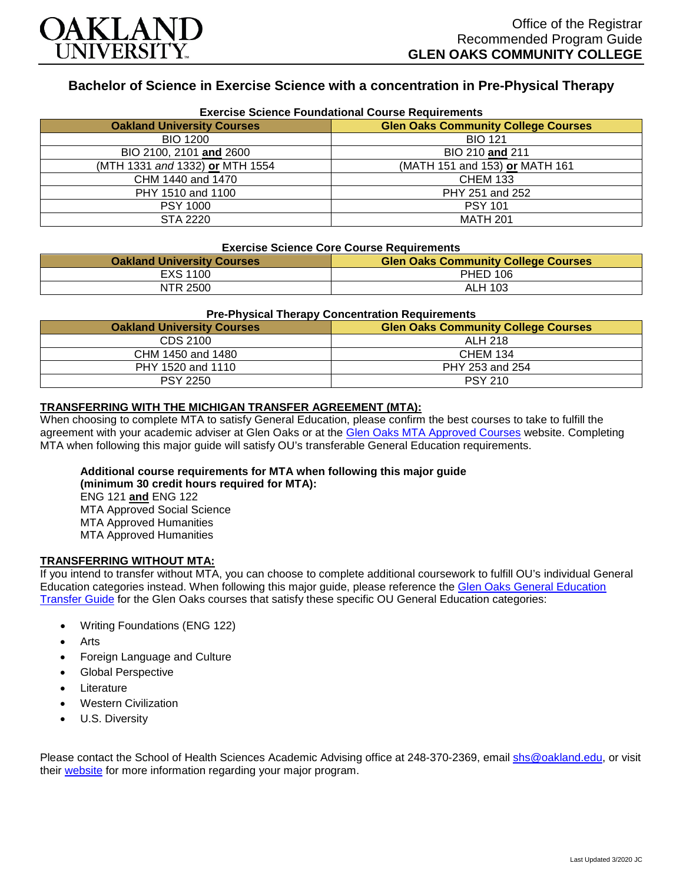OAKLAND UNIVERSITY

Office of the Registrar
Recommended Program Guide
**GLEN OAKS COMMUNITY COLLEGE**

## Bachelor of Science in Exercise Science with a concentration in Pre-Physical Therapy

### Exercise Science Foundational Course Requirements

| Oakland University Courses | Glen Oaks Community College Courses |
|---|---|
| BIO 1200 | BIO 121 |
| BIO 2100, 2101 **and** 2600 | BIO 210 **and** 211 |
| (MTH 1331 *and* 1332) **or** MTH 1554 | (MATH 151 and 153) **or** MATH 161 |
| CHM 1440 and 1470 | CHEM 133 |
| PHY 1510 and 1100 | PHY 251 and 252 |
| PSY 1000 | PSY 101 |
| STA 2220 | MATH 201 |

### Exercise Science Core Course Requirements

| Oakland University Courses | Glen Oaks Community College Courses |
|---|---|
| EXS 1100 | PHED 106 |
| NTR 2500 | ALH 103 |

### Pre-Physical Therapy Concentration Requirements

| Oakland University Courses | Glen Oaks Community College Courses |
|---|---|
| CDS 2100 | ALH 218 |
| CHM 1450 and 1480 | CHEM 134 |
| PHY 1520 and 1110 | PHY 253 and 254 |
| PSY 2250 | PSY 210 |

**TRANSFERRING WITH THE MICHIGAN TRANSFER AGREEMENT (MTA):**

When choosing to complete MTA to satisfy General Education, please confirm the best courses to take to fulfill the agreement with your academic adviser at Glen Oaks or at the Glen Oaks MTA Approved Courses website. Completing MTA when following this major guide will satisfy OU's transferable General Education requirements.

**Additional course requirements for MTA when following this major guide (minimum 30 credit hours required for MTA):**
ENG 121 **and** ENG 122
MTA Approved Social Science
MTA Approved Humanities
MTA Approved Humanities

**TRANSFERRING WITHOUT MTA:**

If you intend to transfer without MTA, you can choose to complete additional coursework to fulfill OU's individual General Education categories instead. When following this major guide, please reference the Glen Oaks General Education Transfer Guide for the Glen Oaks courses that satisfy these specific OU General Education categories:

- Writing Foundations (ENG 122)
- Arts
- Foreign Language and Culture
- Global Perspective
- Literature
- Western Civilization
- U.S. Diversity

Please contact the School of Health Sciences Academic Advising office at 248-370-2369, email shs@oakland.edu, or visit their website for more information regarding your major program.

Last Updated 3/2020 JC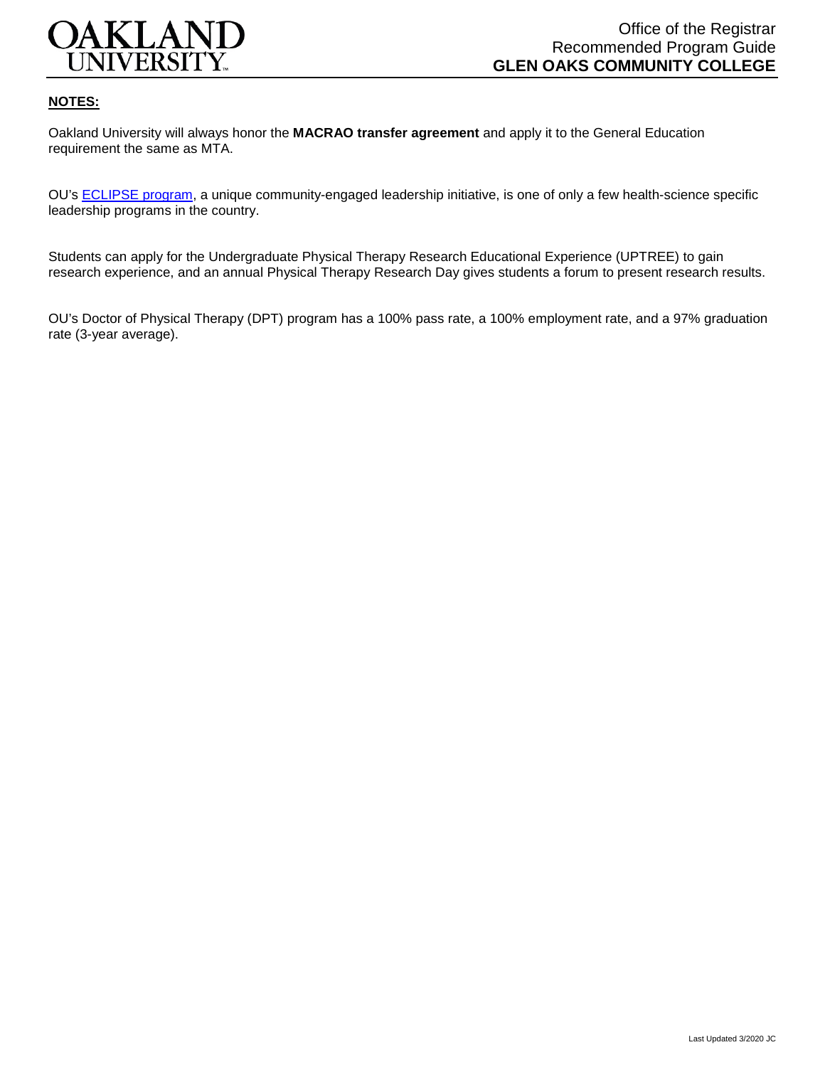**NOTES:**

Oakland University will always honor the **MACRAO transfer agreement** and apply it to the General Education requirement the same as MTA.

OU's ECLIPSE program, a unique community-engaged leadership initiative, is one of only a few health-science specific leadership programs in the country.

Students can apply for the Undergraduate Physical Therapy Research Educational Experience (UPTREE) to gain research experience, and an annual Physical Therapy Research Day gives students a forum to present research results.

OU's Doctor of Physical Therapy (DPT) program has a 100% pass rate, a 100% employment rate, and a 97% graduation rate (3-year average).

Last Updated 3/2020 JC